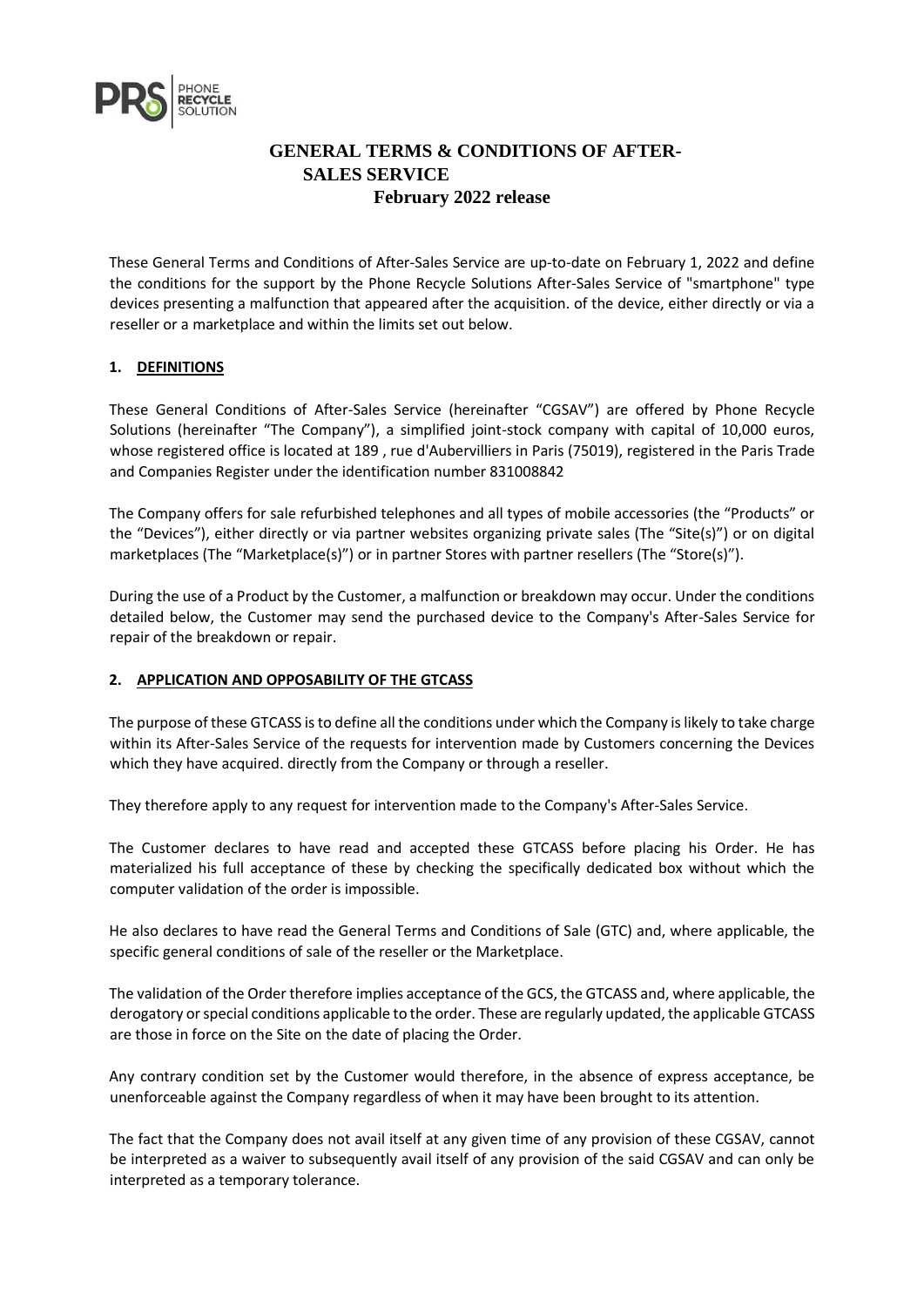# GENERAL TERMS & CONDITIONS OF AFTER-SALES SERVICE

**February 2022 release**

These General Terms and Conditions of After-Sales Service are up-to-date on February 1, 2022 and define the conditions for the support by the Phone Recycle Solutions After-Sales Service of "smartphone" type devices presenting a malfunction that appeared after the acquisition. of the device, either directly or via a reseller or a marketplace and within the limits set out below.

## 1. DEFINITIONS

These General Conditions of After-Sales Service (hereinafter "CGSAV") are offered by Phone Recycle Solutions (hereinafter "The Company"), a simplified joint-stock company with capital of 10,000 euros, whose registered office is located at 189 , rue d'Aubervilliers in Paris (75019), registered in the Paris Trade and Companies Register under the identification number 831008842

The Company offers for sale refurbished telephones and all types of mobile accessories (the "Products" or the "Devices"), either directly or via partner websites organizing private sales (The "Site(s)") or on digital marketplaces (The "Marketplace(s)") or in partner Stores with partner resellers (The "Store(s)").

During the use of a Product by the Customer, a malfunction or breakdown may occur. Under the conditions detailed below, the Customer may send the purchased device to the Company's After-Sales Service for repair of the breakdown or repair.

## 2. APPLICATION AND OPPOSABILITY OF THE GTCASS

The purpose of these GTCASS is to define all the conditions under which the Company is likely to take charge within its After-Sales Service of the requests for intervention made by Customers concerning the Devices which they have acquired. directly from the Company or through a reseller.

They therefore apply to any request for intervention made to the Company's After-Sales Service.

The Customer declares to have read and accepted these GTCASS before placing his Order. He has materialized his full acceptance of these by checking the specifically dedicated box without which the computer validation of the order is impossible.

He also declares to have read the General Terms and Conditions of Sale (GTC) and, where applicable, the specific general conditions of sale of the reseller or the Marketplace.

The validation of the Order therefore implies acceptance of the GCS, the GTCASS and, where applicable, the derogatory or special conditions applicable to the order. These are regularly updated, the applicable GTCASS are those in force on the Site on the date of placing the Order.

Any contrary condition set by the Customer would therefore, in the absence of express acceptance, be unenforceable against the Company regardless of when it may have been brought to its attention.

The fact that the Company does not avail itself at any given time of any provision of these CGSAV, cannot be interpreted as a waiver to subsequently avail itself of any provision of the said CGSAV and can only be interpreted as a temporary tolerance.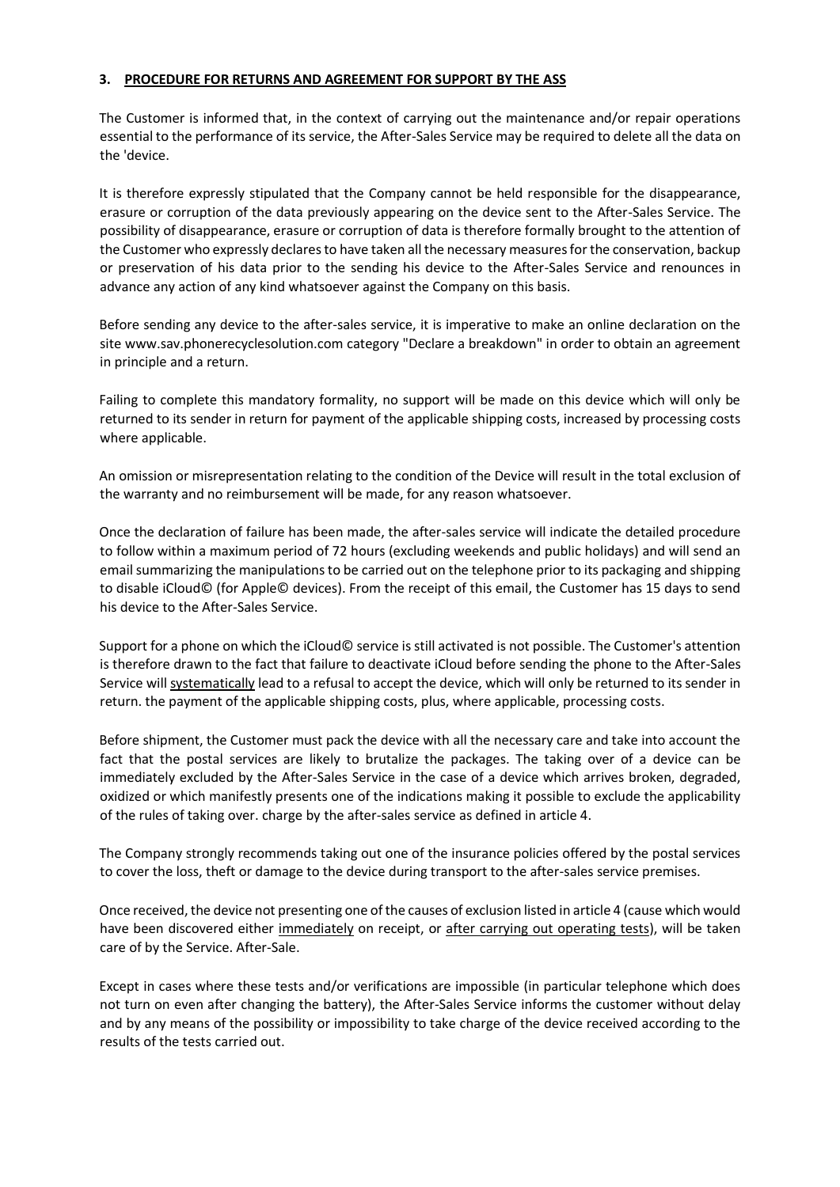### 3. PROCEDURE FOR RETURNS AND AGREEMENT FOR SUPPORT BY THE ASS

The Customer is informed that, in the context of carrying out the maintenance and/or repair operations essential to the performance of its service, the After-Sales Service may be required to delete all the data on the 'device.

It is therefore expressly stipulated that the Company cannot be held responsible for the disappearance, erasure or corruption of the data previously appearing on the device sent to the After-Sales Service. The possibility of disappearance, erasure or corruption of data is therefore formally brought to the attention of the Customer who expressly declares to have taken all the necessary measures for the conservation, backup or preservation of his data prior to the sending his device to the After-Sales Service and renounces in advance any action of any kind whatsoever against the Company on this basis.

Before sending any device to the after-sales service, it is imperative to make an online declaration on the site www.sav.phonerecyclesolution.com category "Declare a breakdown" in order to obtain an agreement in principle and a return.

Failing to complete this mandatory formality, no support will be made on this device which will only be returned to its sender in return for payment of the applicable shipping costs, increased by processing costs where applicable.

An omission or misrepresentation relating to the condition of the Device will result in the total exclusion of the warranty and no reimbursement will be made, for any reason whatsoever.

Once the declaration of failure has been made, the after-sales service will indicate the detailed procedure to follow within a maximum period of 72 hours (excluding weekends and public holidays) and will send an email summarizing the manipulations to be carried out on the telephone prior to its packaging and shipping to disable iCloud© (for Apple© devices). From the receipt of this email, the Customer has 15 days to send his device to the After-Sales Service.

Support for a phone on which the iCloud© service is still activated is not possible. The Customer's attention is therefore drawn to the fact that failure to deactivate iCloud before sending the phone to the After-Sales Service will <u>systematically</u> lead to a refusal to accept the device, which will only be returned to its sender in return. the payment of the applicable shipping costs, plus, where applicable, processing costs.

Before shipment, the Customer must pack the device with all the necessary care and take into account the fact that the postal services are likely to brutalize the packages. The taking over of a device can be immediately excluded by the After-Sales Service in the case of a device which arrives broken, degraded, oxidized or which manifestly presents one of the indications making it possible to exclude the applicability of the rules of taking over. charge by the after-sales service as defined in article 4.

The Company strongly recommends taking out one of the insurance policies offered by the postal services to cover the loss, theft or damage to the device during transport to the after-sales service premises.

Once received, the device not presenting one of the causes of exclusion listed in article 4 (cause which would have been discovered either <u>immediately</u> on receipt, or <u>after carrying out operating tests</u>), will be taken care of by the Service. After-Sale.

Except in cases where these tests and/or verifications are impossible (in particular telephone which does not turn on even after changing the battery), the After-Sales Service informs the customer without delay and by any means of the possibility or impossibility to take charge of the device received according to the results of the tests carried out.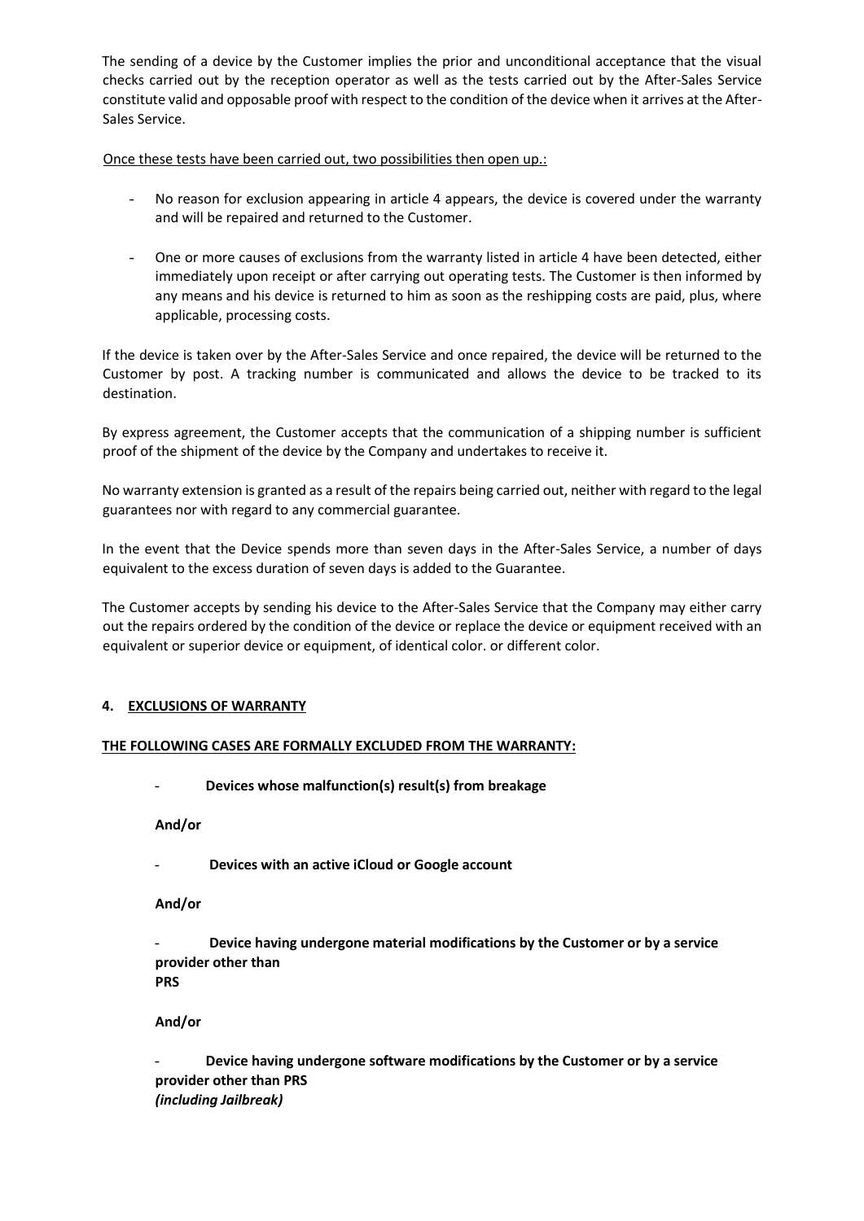The sending of a device by the Customer implies the prior and unconditional acceptance that the visual checks carried out by the reception operator as well as the tests carried out by the After-Sales Service constitute valid and opposable proof with respect to the condition of the device when it arrives at the After-Sales Service.

Once these tests have been carried out, two possibilities then open up.:

- No reason for exclusion appearing in article 4 appears, the device is covered under the warranty and will be repaired and returned to the Customer.

- One or more causes of exclusions from the warranty listed in article 4 have been detected, either immediately upon receipt or after carrying out operating tests. The Customer is then informed by any means and his device is returned to him as soon as the reshipping costs are paid, plus, where applicable, processing costs.

If the device is taken over by the After-Sales Service and once repaired, the device will be returned to the Customer by post. A tracking number is communicated and allows the device to be tracked to its destination.

By express agreement, the Customer accepts that the communication of a shipping number is sufficient proof of the shipment of the device by the Company and undertakes to receive it.

No warranty extension is granted as a result of the repairs being carried out, neither with regard to the legal guarantees nor with regard to any commercial guarantee.

In the event that the Device spends more than seven days in the After-Sales Service, a number of days equivalent to the excess duration of seven days is added to the Guarantee.

The Customer accepts by sending his device to the After-Sales Service that the Company may either carry out the repairs ordered by the condition of the device or replace the device or equipment received with an equivalent or superior device or equipment, of identical color. or different color.

## 4. EXCLUSIONS OF WARRANTY

**THE FOLLOWING CASES ARE FORMALLY EXCLUDED FROM THE WARRANTY:**

- **Devices whose malfunction(s) result(s) from breakage**

**And/or**

- **Devices with an active iCloud or Google account**

**And/or**

- **Device having undergone material modifications by the Customer or by a service provider other than PRS**

**And/or**

- **Device having undergone software modifications by the Customer or by a service provider other than PRS**
***(including Jailbreak)***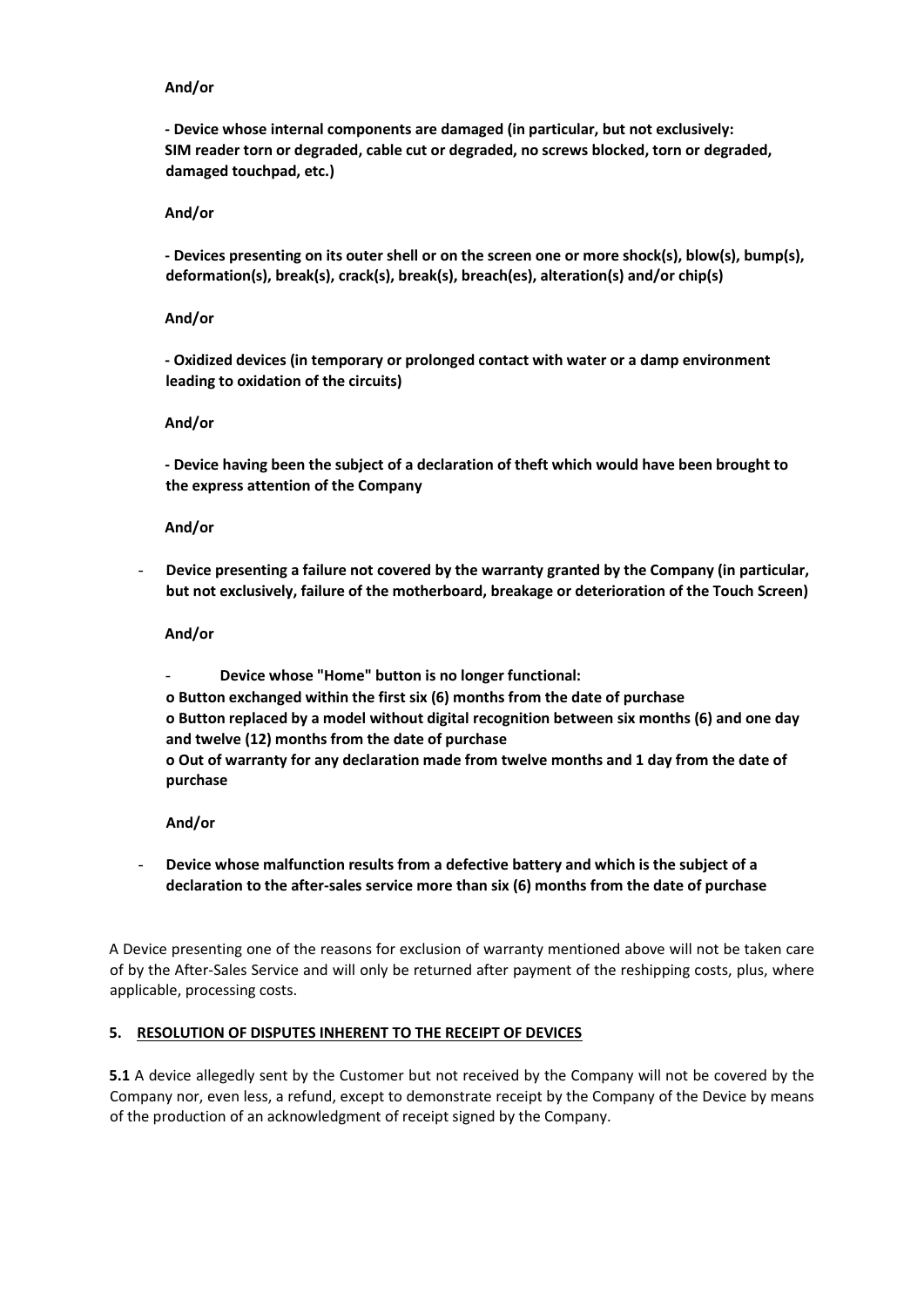**And/or**

**- Device whose internal components are damaged (in particular, but not exclusively: SIM reader torn or degraded, cable cut or degraded, no screws blocked, torn or degraded, damaged touchpad, etc.)**

**And/or**

**- Devices presenting on its outer shell or on the screen one or more shock(s), blow(s), bump(s), deformation(s), break(s), crack(s), break(s), breach(es), alteration(s) and/or chip(s)**

**And/or**

**- Oxidized devices (in temporary or prolonged contact with water or a damp environment leading to oxidation of the circuits)**

**And/or**

**- Device having been the subject of a declaration of theft which would have been brought to the express attention of the Company**

**And/or**

- **Device presenting a failure not covered by the warranty granted by the Company (in particular, but not exclusively, failure of the motherboard, breakage or deterioration of the Touch Screen)**

**And/or**

- **Device whose "Home" button is no longer functional:**
  - **o Button exchanged within the first six (6) months from the date of purchase**
  - **o Button replaced by a model without digital recognition between six months (6) and one day and twelve (12) months from the date of purchase**
  - **o Out of warranty for any declaration made from twelve months and 1 day from the date of purchase**

**And/or**

- **Device whose malfunction results from a defective battery and which is the subject of a declaration to the after-sales service more than six (6) months from the date of purchase**

A Device presenting one of the reasons for exclusion of warranty mentioned above will not be taken care of by the After-Sales Service and will only be returned after payment of the reshipping costs, plus, where applicable, processing costs.

## 5. RESOLUTION OF DISPUTES INHERENT TO THE RECEIPT OF DEVICES

**5.1** A device allegedly sent by the Customer but not received by the Company will not be covered by the Company nor, even less, a refund, except to demonstrate receipt by the Company of the Device by means of the production of an acknowledgment of receipt signed by the Company.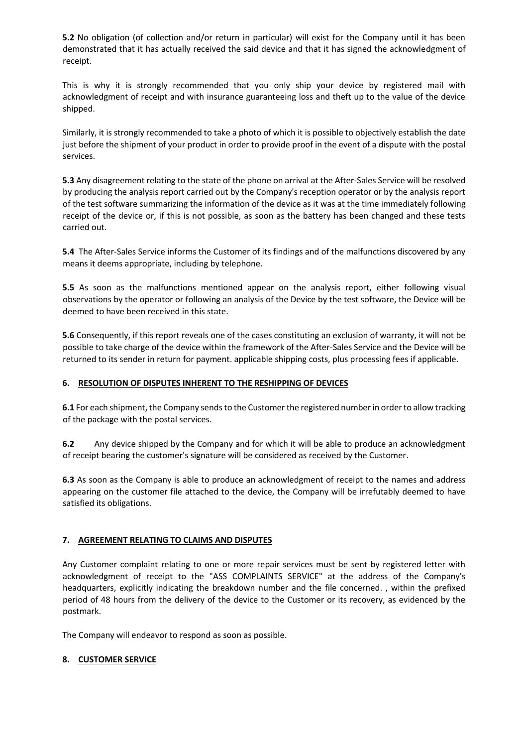**5.2** No obligation (of collection and/or return in particular) will exist for the Company until it has been demonstrated that it has actually received the said device and that it has signed the acknowledgment of receipt.

This is why it is strongly recommended that you only ship your device by registered mail with acknowledgment of receipt and with insurance guaranteeing loss and theft up to the value of the device shipped.

Similarly, it is strongly recommended to take a photo of which it is possible to objectively establish the date just before the shipment of your product in order to provide proof in the event of a dispute with the postal services.

**5.3** Any disagreement relating to the state of the phone on arrival at the After-Sales Service will be resolved by producing the analysis report carried out by the Company's reception operator or by the analysis report of the test software summarizing the information of the device as it was at the time immediately following receipt of the device or, if this is not possible, as soon as the battery has been changed and these tests carried out.

**5.4** The After-Sales Service informs the Customer of its findings and of the malfunctions discovered by any means it deems appropriate, including by telephone.

**5.5** As soon as the malfunctions mentioned appear on the analysis report, either following visual observations by the operator or following an analysis of the Device by the test software, the Device will be deemed to have been received in this state.

**5.6** Consequently, if this report reveals one of the cases constituting an exclusion of warranty, it will not be possible to take charge of the device within the framework of the After-Sales Service and the Device will be returned to its sender in return for payment. applicable shipping costs, plus processing fees if applicable.

## 6. RESOLUTION OF DISPUTES INHERENT TO THE RESHIPPING OF DEVICES

**6.1** For each shipment, the Company sends to the Customer the registered number in order to allow tracking of the package with the postal services.

**6.2** Any device shipped by the Company and for which it will be able to produce an acknowledgment of receipt bearing the customer's signature will be considered as received by the Customer.

**6.3** As soon as the Company is able to produce an acknowledgment of receipt to the names and address appearing on the customer file attached to the device, the Company will be irrefutably deemed to have satisfied its obligations.

## 7. AGREEMENT RELATING TO CLAIMS AND DISPUTES

Any Customer complaint relating to one or more repair services must be sent by registered letter with acknowledgment of receipt to the "ASS COMPLAINTS SERVICE" at the address of the Company's headquarters, explicitly indicating the breakdown number and the file concerned. , within the prefixed period of 48 hours from the delivery of the device to the Customer or its recovery, as evidenced by the postmark.

The Company will endeavor to respond as soon as possible.

## 8. CUSTOMER SERVICE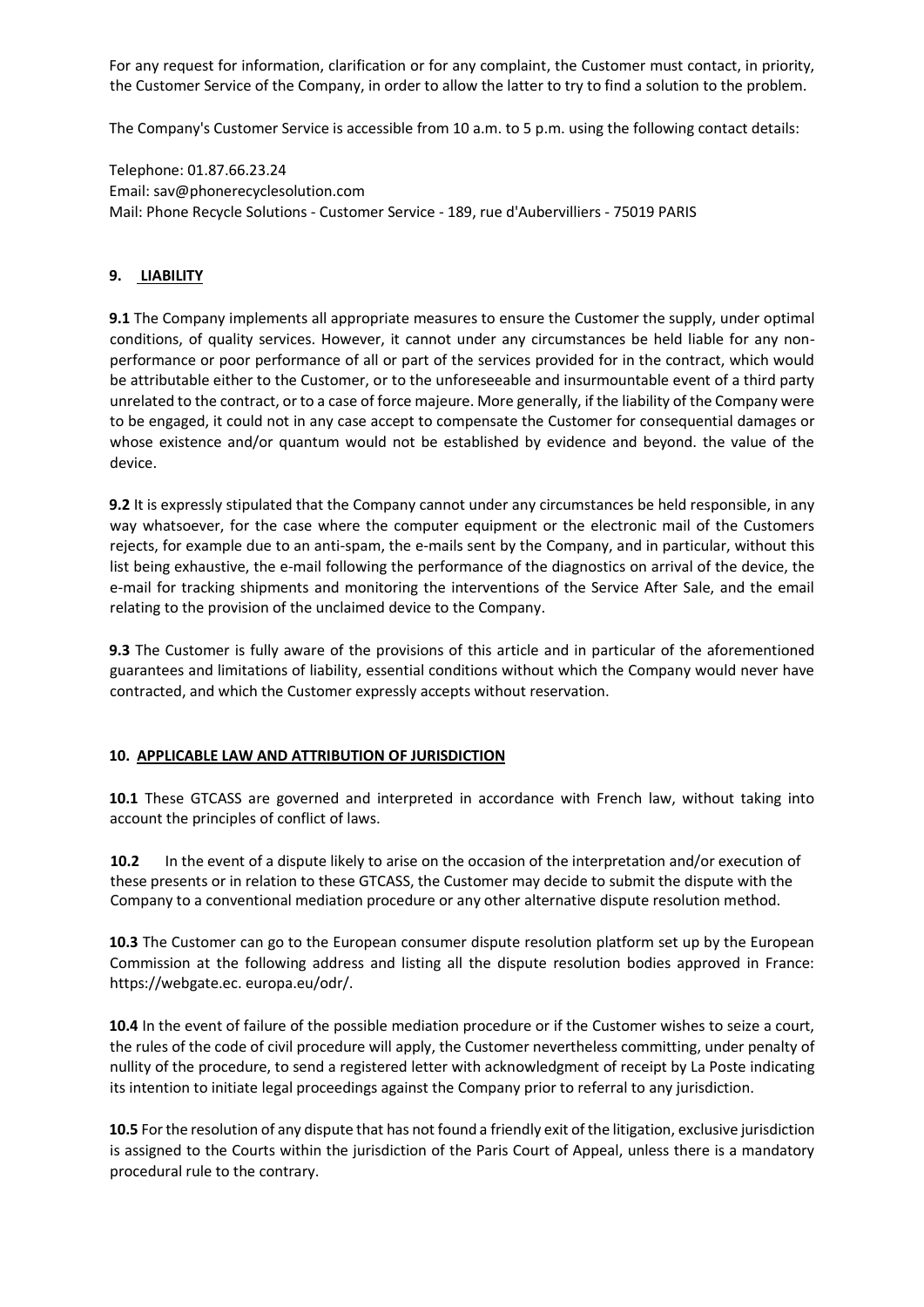For any request for information, clarification or for any complaint, the Customer must contact, in priority, the Customer Service of the Company, in order to allow the latter to try to find a solution to the problem.

The Company's Customer Service is accessible from 10 a.m. to 5 p.m. using the following contact details:

Telephone: 01.87.66.23.24
Email: sav@phonerecyclesolution.com
Mail: Phone Recycle Solutions - Customer Service - 189, rue d'Aubervilliers - 75019 PARIS

## 9. LIABILITY

**9.1** The Company implements all appropriate measures to ensure the Customer the supply, under optimal conditions, of quality services. However, it cannot under any circumstances be held liable for any non-performance or poor performance of all or part of the services provided for in the contract, which would be attributable either to the Customer, or to the unforeseeable and insurmountable event of a third party unrelated to the contract, or to a case of force majeure. More generally, if the liability of the Company were to be engaged, it could not in any case accept to compensate the Customer for consequential damages or whose existence and/or quantum would not be established by evidence and beyond. the value of the device.

**9.2** It is expressly stipulated that the Company cannot under any circumstances be held responsible, in any way whatsoever, for the case where the computer equipment or the electronic mail of the Customers rejects, for example due to an anti-spam, the e-mails sent by the Company, and in particular, without this list being exhaustive, the e-mail following the performance of the diagnostics on arrival of the device, the e-mail for tracking shipments and monitoring the interventions of the Service After Sale, and the email relating to the provision of the unclaimed device to the Company.

**9.3** The Customer is fully aware of the provisions of this article and in particular of the aforementioned guarantees and limitations of liability, essential conditions without which the Company would never have contracted, and which the Customer expressly accepts without reservation.

## 10. APPLICABLE LAW AND ATTRIBUTION OF JURISDICTION

**10.1** These GTCASS are governed and interpreted in accordance with French law, without taking into account the principles of conflict of laws.

**10.2** In the event of a dispute likely to arise on the occasion of the interpretation and/or execution of these presents or in relation to these GTCASS, the Customer may decide to submit the dispute with the Company to a conventional mediation procedure or any other alternative dispute resolution method.

**10.3** The Customer can go to the European consumer dispute resolution platform set up by the European Commission at the following address and listing all the dispute resolution bodies approved in France: https://webgate.ec. europa.eu/odr/.

**10.4** In the event of failure of the possible mediation procedure or if the Customer wishes to seize a court, the rules of the code of civil procedure will apply, the Customer nevertheless committing, under penalty of nullity of the procedure, to send a registered letter with acknowledgment of receipt by La Poste indicating its intention to initiate legal proceedings against the Company prior to referral to any jurisdiction.

**10.5** For the resolution of any dispute that has not found a friendly exit of the litigation, exclusive jurisdiction is assigned to the Courts within the jurisdiction of the Paris Court of Appeal, unless there is a mandatory procedural rule to the contrary.